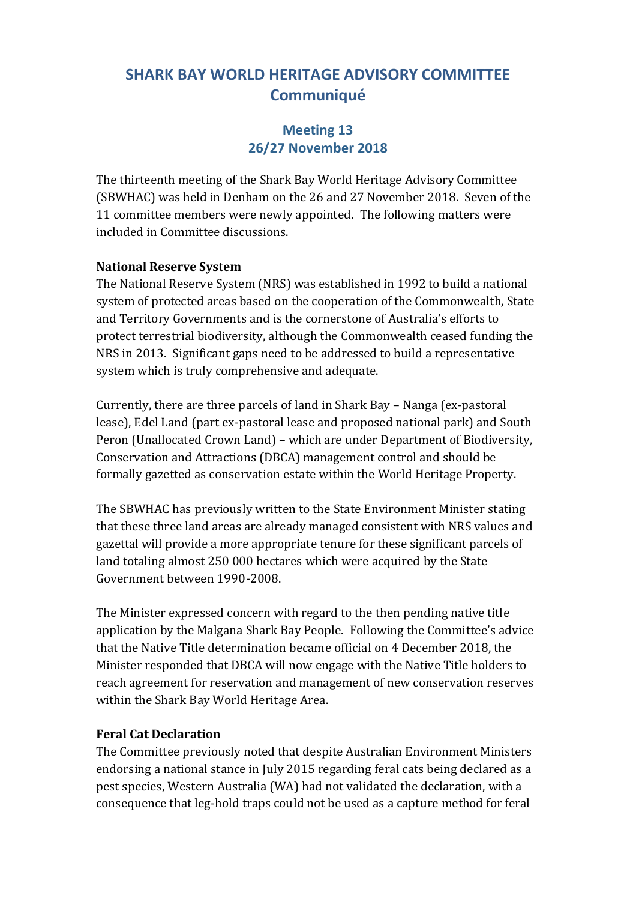# SHARK BAY WORLD HERITAGE ADVISORY COMMITTEE
# Communiqué

## Meeting 13
## 26/27 November 2018

The thirteenth meeting of the Shark Bay World Heritage Advisory Committee (SBWHAC) was held in Denham on the 26 and 27 November 2018. Seven of the 11 committee members were newly appointed. The following matters were included in Committee discussions.

**National Reserve System**

The National Reserve System (NRS) was established in 1992 to build a national system of protected areas based on the cooperation of the Commonwealth, State and Territory Governments and is the cornerstone of Australia's efforts to protect terrestrial biodiversity, although the Commonwealth ceased funding the NRS in 2013. Significant gaps need to be addressed to build a representative system which is truly comprehensive and adequate.

Currently, there are three parcels of land in Shark Bay – Nanga (ex-pastoral lease), Edel Land (part ex-pastoral lease and proposed national park) and South Peron (Unallocated Crown Land) – which are under Department of Biodiversity, Conservation and Attractions (DBCA) management control and should be formally gazetted as conservation estate within the World Heritage Property.

The SBWHAC has previously written to the State Environment Minister stating that these three land areas are already managed consistent with NRS values and gazettal will provide a more appropriate tenure for these significant parcels of land totaling almost 250 000 hectares which were acquired by the State Government between 1990-2008.

The Minister expressed concern with regard to the then pending native title application by the Malgana Shark Bay People. Following the Committee's advice that the Native Title determination became official on 4 December 2018, the Minister responded that DBCA will now engage with the Native Title holders to reach agreement for reservation and management of new conservation reserves within the Shark Bay World Heritage Area.

**Feral Cat Declaration**

The Committee previously noted that despite Australian Environment Ministers endorsing a national stance in July 2015 regarding feral cats being declared as a pest species, Western Australia (WA) had not validated the declaration, with a consequence that leg-hold traps could not be used as a capture method for feral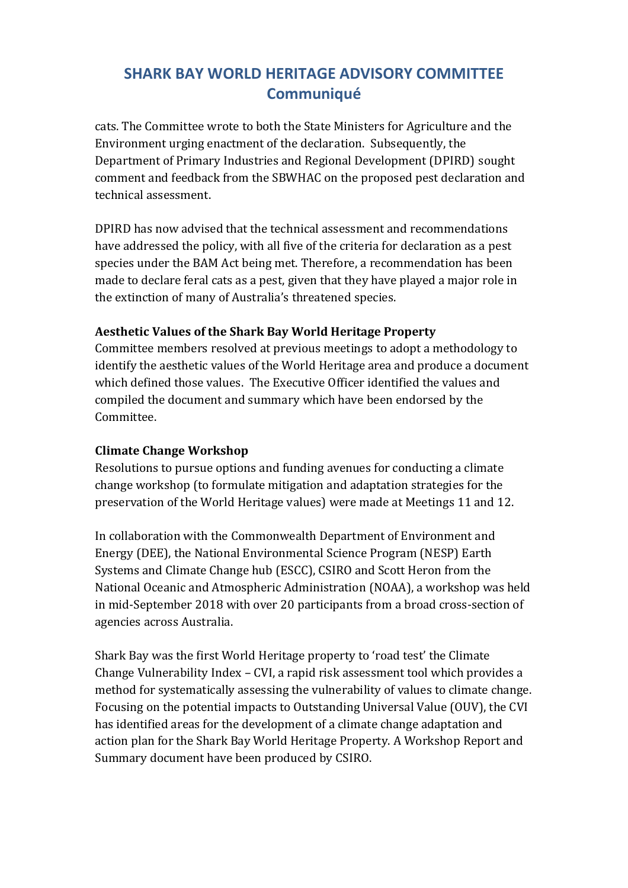cats. The Committee wrote to both the State Ministers for Agriculture and the Environment urging enactment of the declaration. Subsequently, the Department of Primary Industries and Regional Development (DPIRD) sought comment and feedback from the SBWHAC on the proposed pest declaration and technical assessment.

DPIRD has now advised that the technical assessment and recommendations have addressed the policy, with all five of the criteria for declaration as a pest species under the BAM Act being met. Therefore, a recommendation has been made to declare feral cats as a pest, given that they have played a major role in the extinction of many of Australia's threatened species.

**Aesthetic Values of the Shark Bay World Heritage Property**

Committee members resolved at previous meetings to adopt a methodology to identify the aesthetic values of the World Heritage area and produce a document which defined those values. The Executive Officer identified the values and compiled the document and summary which have been endorsed by the Committee.

**Climate Change Workshop**

Resolutions to pursue options and funding avenues for conducting a climate change workshop (to formulate mitigation and adaptation strategies for the preservation of the World Heritage values) were made at Meetings 11 and 12.

In collaboration with the Commonwealth Department of Environment and Energy (DEE), the National Environmental Science Program (NESP) Earth Systems and Climate Change hub (ESCC), CSIRO and Scott Heron from the National Oceanic and Atmospheric Administration (NOAA), a workshop was held in mid-September 2018 with over 20 participants from a broad cross-section of agencies across Australia.

Shark Bay was the first World Heritage property to 'road test' the Climate Change Vulnerability Index – CVI, a rapid risk assessment tool which provides a method for systematically assessing the vulnerability of values to climate change. Focusing on the potential impacts to Outstanding Universal Value (OUV), the CVI has identified areas for the development of a climate change adaptation and action plan for the Shark Bay World Heritage Property. A Workshop Report and Summary document have been produced by CSIRO.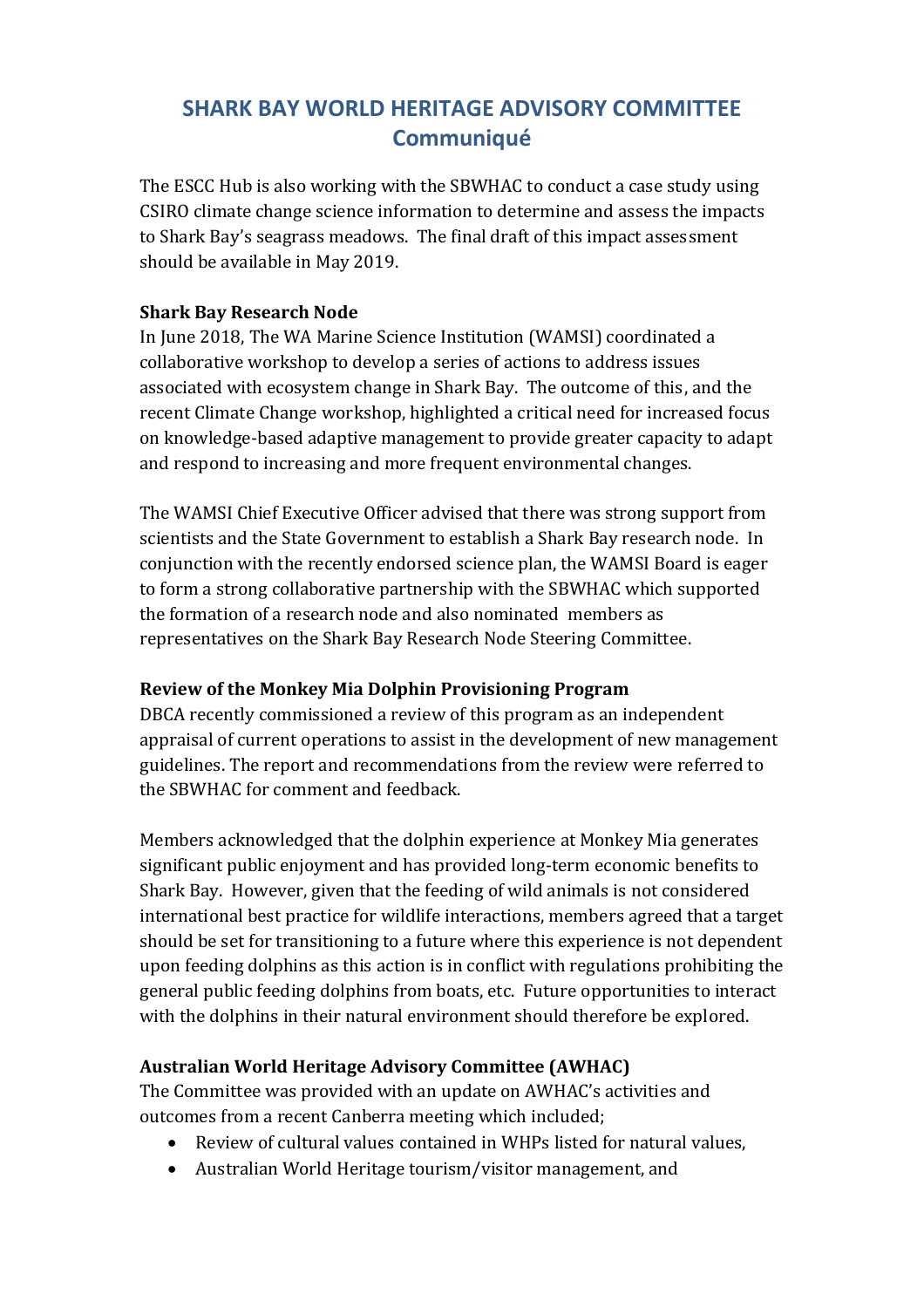# SHARK BAY WORLD HERITAGE ADVISORY COMMITTEE
## Communiqué

The ESCC Hub is also working with the SBWHAC to conduct a case study using CSIRO climate change science information to determine and assess the impacts to Shark Bay's seagrass meadows. The final draft of this impact assessment should be available in May 2019.

**Shark Bay Research Node**
In June 2018, The WA Marine Science Institution (WAMSI) coordinated a collaborative workshop to develop a series of actions to address issues associated with ecosystem change in Shark Bay. The outcome of this, and the recent Climate Change workshop, highlighted a critical need for increased focus on knowledge-based adaptive management to provide greater capacity to adapt and respond to increasing and more frequent environmental changes.

The WAMSI Chief Executive Officer advised that there was strong support from scientists and the State Government to establish a Shark Bay research node. In conjunction with the recently endorsed science plan, the WAMSI Board is eager to form a strong collaborative partnership with the SBWHAC which supported the formation of a research node and also nominated members as representatives on the Shark Bay Research Node Steering Committee.

**Review of the Monkey Mia Dolphin Provisioning Program**
DBCA recently commissioned a review of this program as an independent appraisal of current operations to assist in the development of new management guidelines. The report and recommendations from the review were referred to the SBWHAC for comment and feedback.

Members acknowledged that the dolphin experience at Monkey Mia generates significant public enjoyment and has provided long-term economic benefits to Shark Bay. However, given that the feeding of wild animals is not considered international best practice for wildlife interactions, members agreed that a target should be set for transitioning to a future where this experience is not dependent upon feeding dolphins as this action is in conflict with regulations prohibiting the general public feeding dolphins from boats, etc. Future opportunities to interact with the dolphins in their natural environment should therefore be explored.

**Australian World Heritage Advisory Committee (AWHAC)**
The Committee was provided with an update on AWHAC's activities and outcomes from a recent Canberra meeting which included;

- Review of cultural values contained in WHPs listed for natural values,
- Australian World Heritage tourism/visitor management, and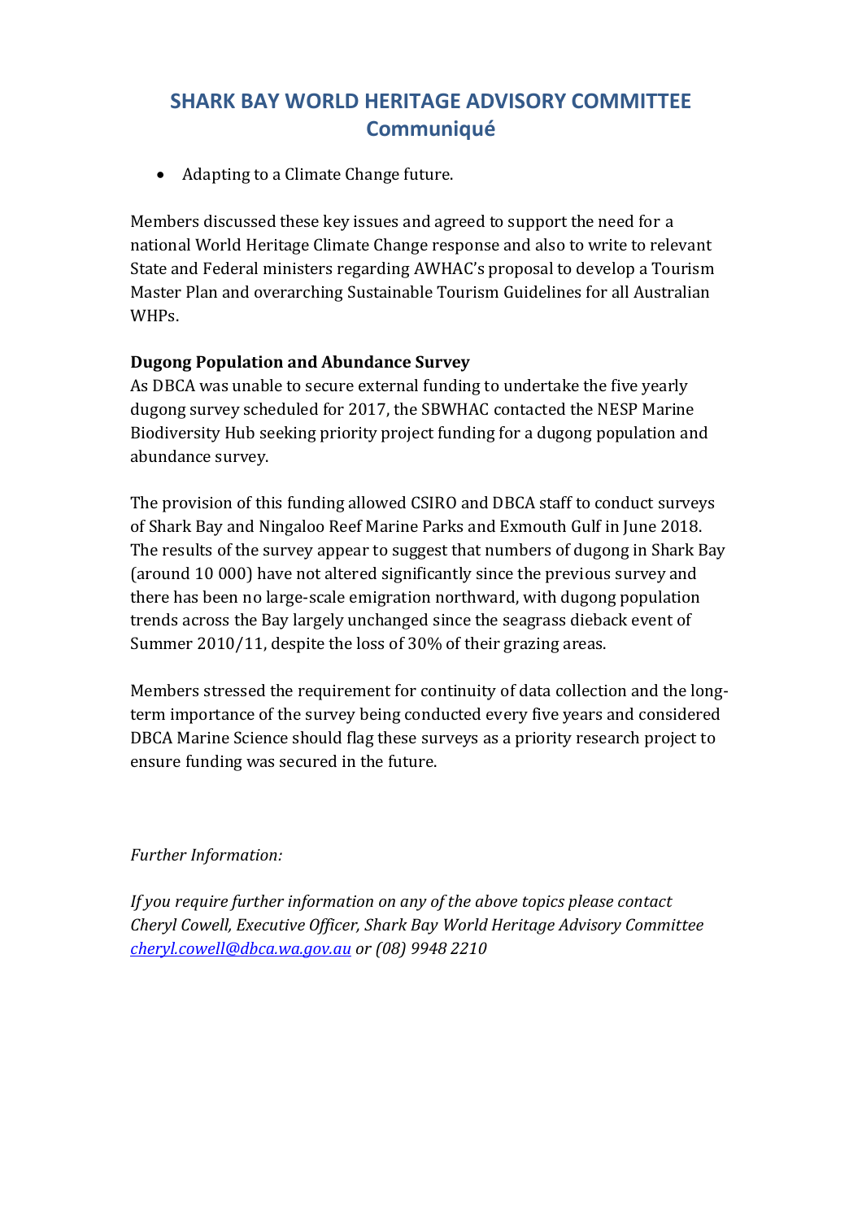# SHARK BAY WORLD HERITAGE ADVISORY COMMITTEE Communiqué

- Adapting to a Climate Change future.

Members discussed these key issues and agreed to support the need for a national World Heritage Climate Change response and also to write to relevant State and Federal ministers regarding AWHAC's proposal to develop a Tourism Master Plan and overarching Sustainable Tourism Guidelines for all Australian WHPs.

**Dugong Population and Abundance Survey**

As DBCA was unable to secure external funding to undertake the five yearly dugong survey scheduled for 2017, the SBWHAC contacted the NESP Marine Biodiversity Hub seeking priority project funding for a dugong population and abundance survey.

The provision of this funding allowed CSIRO and DBCA staff to conduct surveys of Shark Bay and Ningaloo Reef Marine Parks and Exmouth Gulf in June 2018. The results of the survey appear to suggest that numbers of dugong in Shark Bay (around 10 000) have not altered significantly since the previous survey and there has been no large-scale emigration northward, with dugong population trends across the Bay largely unchanged since the seagrass dieback event of Summer 2010/11, despite the loss of 30% of their grazing areas.

Members stressed the requirement for continuity of data collection and the long-term importance of the survey being conducted every five years and considered DBCA Marine Science should flag these surveys as a priority research project to ensure funding was secured in the future.

*Further Information:*

*If you require further information on any of the above topics please contact Cheryl Cowell, Executive Officer, Shark Bay World Heritage Advisory Committee [cheryl.cowell@dbca.wa.gov.au](mailto:cheryl.cowell@dbca.wa.gov.au) or (08) 9948 2210*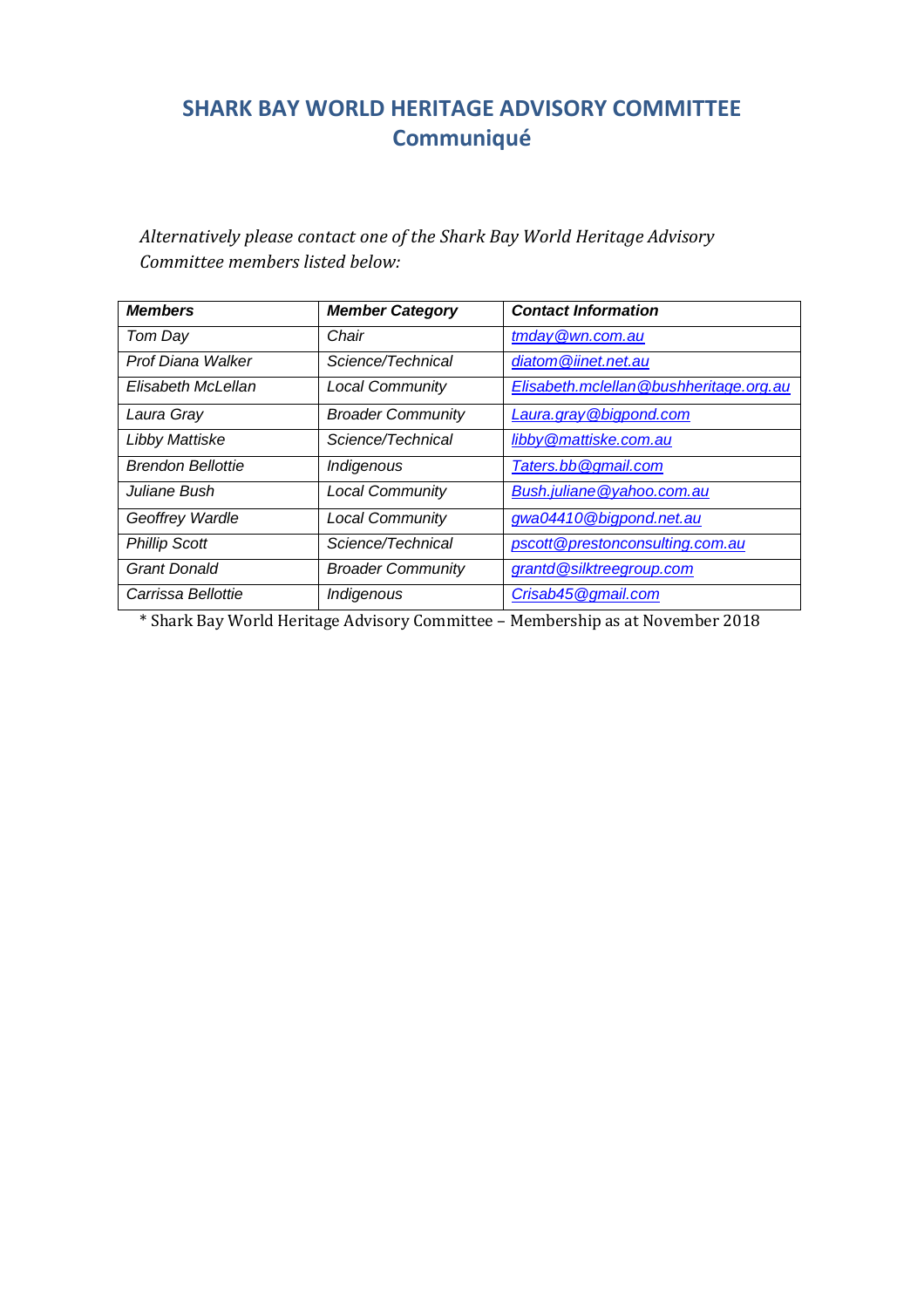# SHARK BAY WORLD HERITAGE ADVISORY COMMITTEE
## Communiqué

*Alternatively please contact one of the Shark Bay World Heritage Advisory Committee members listed below:*

| ***Members*** | ***Member Category*** | ***Contact Information*** |
|---|---|---|
| *Tom Day* | *Chair* | *tmday@wn.com.au* |
| *Prof Diana Walker* | *Science/Technical* | *diatom@iinet.net.au* |
| *Elisabeth McLellan* | *Local Community* | *Elisabeth.mclellan@bushheritage.org.au* |
| *Laura Gray* | *Broader Community* | *Laura.gray@bigpond.com* |
| *Libby Mattiske* | *Science/Technical* | *libby@mattiske.com.au* |
| *Brendon Bellottie* | *Indigenous* | *Taters.bb@gmail.com* |
| *Juliane Bush* | *Local Community* | *Bush.juliane@yahoo.com.au* |
| *Geoffrey Wardle* | *Local Community* | *gwa04410@bigpond.net.au* |
| *Phillip Scott* | *Science/Technical* | *pscott@prestonconsulting.com.au* |
| *Grant Donald* | *Broader Community* | *grantd@silktreegroup.com* |
| *Carrissa Bellottie* | *Indigenous* | *Crisab45@gmail.com* |

* Shark Bay World Heritage Advisory Committee – Membership as at November 2018